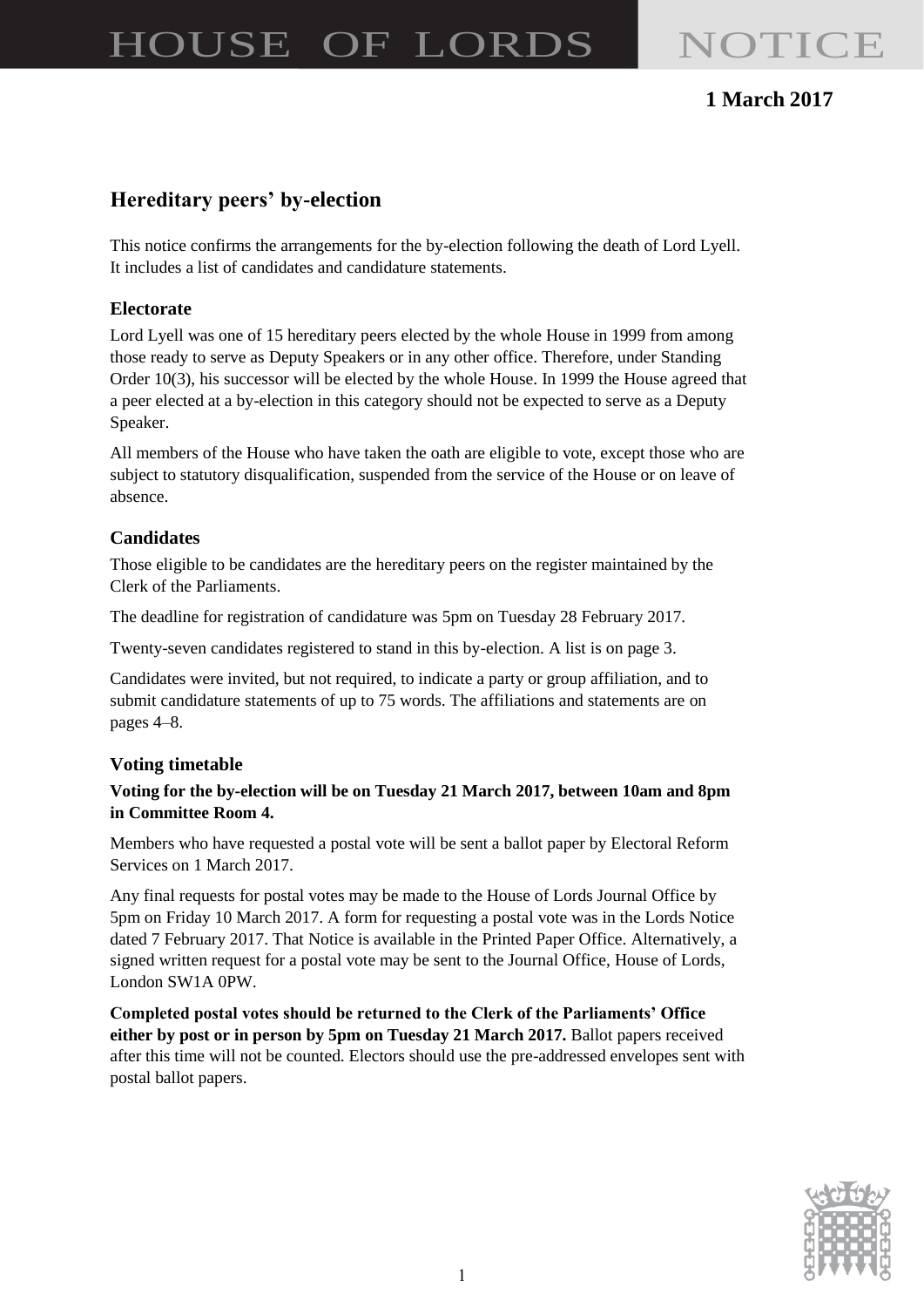# HOUSE OF LORDS NOTICE

**1 March 2017**

## Hereditary peers' by-election

This notice confirms the arrangements for the by-election following the death of Lord Lyell. It includes a list of candidates and candidature statements.

### Electorate

Lord Lyell was one of 15 hereditary peers elected by the whole House in 1999 from among those ready to serve as Deputy Speakers or in any other office. Therefore, under Standing Order 10(3), his successor will be elected by the whole House. In 1999 the House agreed that a peer elected at a by-election in this category should not be expected to serve as a Deputy Speaker.

All members of the House who have taken the oath are eligible to vote, except those who are subject to statutory disqualification, suspended from the service of the House or on leave of absence.

### Candidates

Those eligible to be candidates are the hereditary peers on the register maintained by the Clerk of the Parliaments.

The deadline for registration of candidature was 5pm on Tuesday 28 February 2017.

Twenty-seven candidates registered to stand in this by-election. A list is on page 3.

Candidates were invited, but not required, to indicate a party or group affiliation, and to submit candidature statements of up to 75 words. The affiliations and statements are on pages 4–8.

### Voting timetable

**Voting for the by-election will be on Tuesday 21 March 2017, between 10am and 8pm in Committee Room 4.**

Members who have requested a postal vote will be sent a ballot paper by Electoral Reform Services on 1 March 2017.

Any final requests for postal votes may be made to the House of Lords Journal Office by 5pm on Friday 10 March 2017. A form for requesting a postal vote was in the Lords Notice dated 7 February 2017. That Notice is available in the Printed Paper Office. Alternatively, a signed written request for a postal vote may be sent to the Journal Office, House of Lords, London SW1A 0PW.

**Completed postal votes should be returned to the Clerk of the Parliaments' Office either by post or in person by 5pm on Tuesday 21 March 2017.** Ballot papers received after this time will not be counted. Electors should use the pre-addressed envelopes sent with postal ballot papers.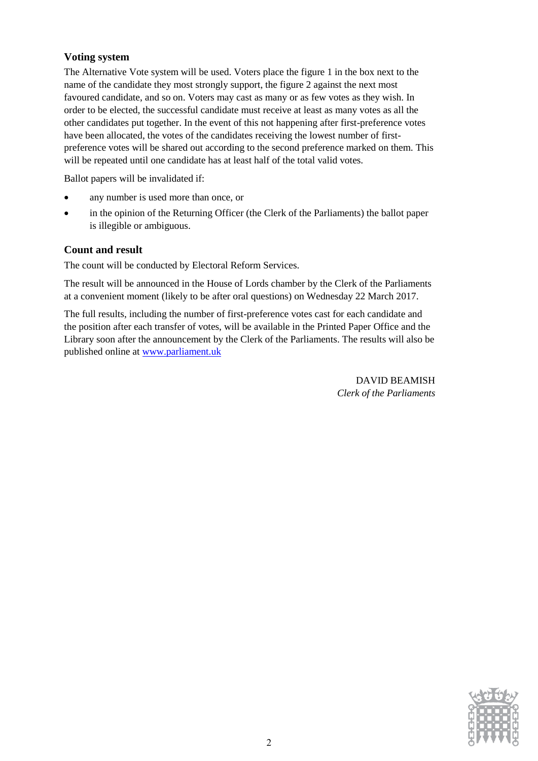### Voting system

The Alternative Vote system will be used. Voters place the figure 1 in the box next to the name of the candidate they most strongly support, the figure 2 against the next most favoured candidate, and so on. Voters may cast as many or as few votes as they wish. In order to be elected, the successful candidate must receive at least as many votes as all the other candidates put together. In the event of this not happening after first-preference votes have been allocated, the votes of the candidates receiving the lowest number of first-preference votes will be shared out according to the second preference marked on them. This will be repeated until one candidate has at least half of the total valid votes.

Ballot papers will be invalidated if:

- any number is used more than once, or
- in the opinion of the Returning Officer (the Clerk of the Parliaments) the ballot paper is illegible or ambiguous.

### Count and result

The count will be conducted by Electoral Reform Services.

The result will be announced in the House of Lords chamber by the Clerk of the Parliaments at a convenient moment (likely to be after oral questions) on Wednesday 22 March 2017.

The full results, including the number of first-preference votes cast for each candidate and the position after each transfer of votes, will be available in the Printed Paper Office and the Library soon after the announcement by the Clerk of the Parliaments. The results will also be published online at www.parliament.uk

DAVID BEAMISH
*Clerk of the Parliaments*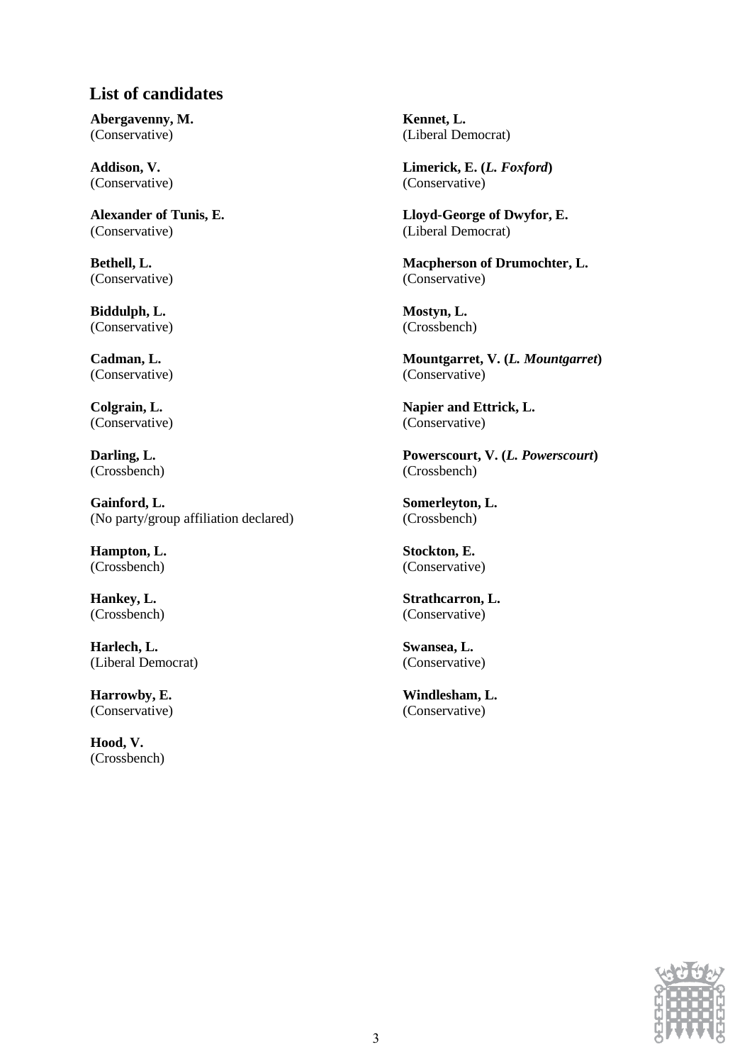## List of candidates

**Abergavenny, M.**
(Conservative)

**Addison, V.**
(Conservative)

**Alexander of Tunis, E.**
(Conservative)

**Bethell, L.**
(Conservative)

**Biddulph, L.**
(Conservative)

**Cadman, L.**
(Conservative)

**Colgrain, L.**
(Conservative)

**Darling, L.**
(Crossbench)

**Gainford, L.**
(No party/group affiliation declared)

**Hampton, L.**
(Crossbench)

**Hankey, L.**
(Crossbench)

**Harlech, L.**
(Liberal Democrat)

**Harrowby, E.**
(Conservative)

**Hood, V.**
(Crossbench)

**Kennet, L.**
(Liberal Democrat)

**Limerick, E. (*L. Foxford*)**
(Conservative)

**Lloyd-George of Dwyfor, E.**
(Liberal Democrat)

**Macpherson of Drumochter, L.**
(Conservative)

**Mostyn, L.**
(Crossbench)

**Mountgarret, V. (*L. Mountgarret*)**
(Conservative)

**Napier and Ettrick, L.**
(Conservative)

**Powerscourt, V. (*L. Powerscourt*)**
(Crossbench)

**Somerleyton, L.**
(Crossbench)

**Stockton, E.**
(Conservative)

**Strathcarron, L.**
(Conservative)

**Swansea, L.**
(Conservative)

**Windlesham, L.**
(Conservative)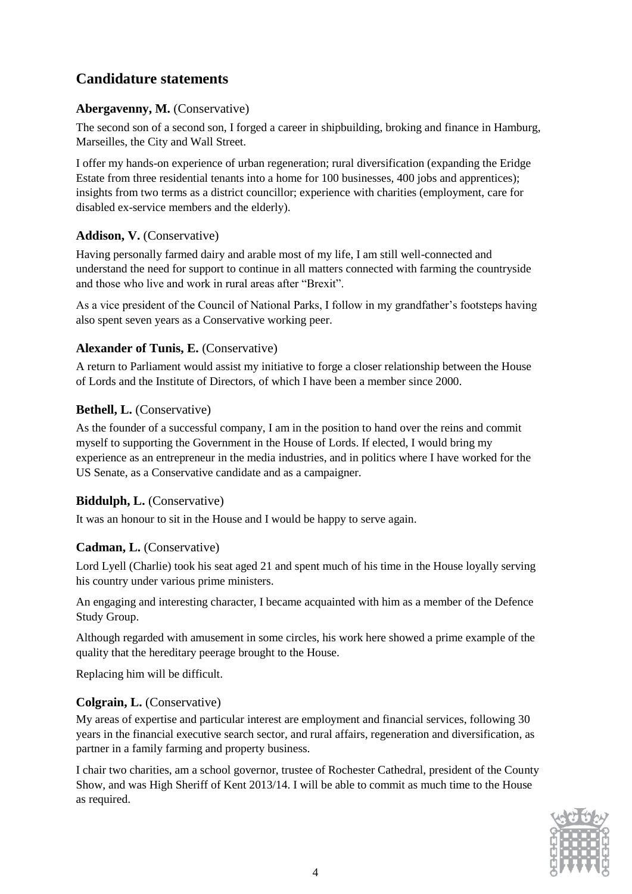## Candidature statements

### Abergavenny, M. (Conservative)

The second son of a second son, I forged a career in shipbuilding, broking and finance in Hamburg, Marseilles, the City and Wall Street.

I offer my hands-on experience of urban regeneration; rural diversification (expanding the Eridge Estate from three residential tenants into a home for 100 businesses, 400 jobs and apprentices); insights from two terms as a district councillor; experience with charities (employment, care for disabled ex-service members and the elderly).

### Addison, V. (Conservative)

Having personally farmed dairy and arable most of my life, I am still well-connected and understand the need for support to continue in all matters connected with farming the countryside and those who live and work in rural areas after "Brexit".

As a vice president of the Council of National Parks, I follow in my grandfather's footsteps having also spent seven years as a Conservative working peer.

### Alexander of Tunis, E. (Conservative)

A return to Parliament would assist my initiative to forge a closer relationship between the House of Lords and the Institute of Directors, of which I have been a member since 2000.

### Bethell, L. (Conservative)

As the founder of a successful company, I am in the position to hand over the reins and commit myself to supporting the Government in the House of Lords. If elected, I would bring my experience as an entrepreneur in the media industries, and in politics where I have worked for the US Senate, as a Conservative candidate and as a campaigner.

### Biddulph, L. (Conservative)

It was an honour to sit in the House and I would be happy to serve again.

### Cadman, L. (Conservative)

Lord Lyell (Charlie) took his seat aged 21 and spent much of his time in the House loyally serving his country under various prime ministers.

An engaging and interesting character, I became acquainted with him as a member of the Defence Study Group.

Although regarded with amusement in some circles, his work here showed a prime example of the quality that the hereditary peerage brought to the House.

Replacing him will be difficult.

### Colgrain, L. (Conservative)

My areas of expertise and particular interest are employment and financial services, following 30 years in the financial executive search sector, and rural affairs, regeneration and diversification, as partner in a family farming and property business.

I chair two charities, am a school governor, trustee of Rochester Cathedral, president of the County Show, and was High Sheriff of Kent 2013/14. I will be able to commit as much time to the House as required.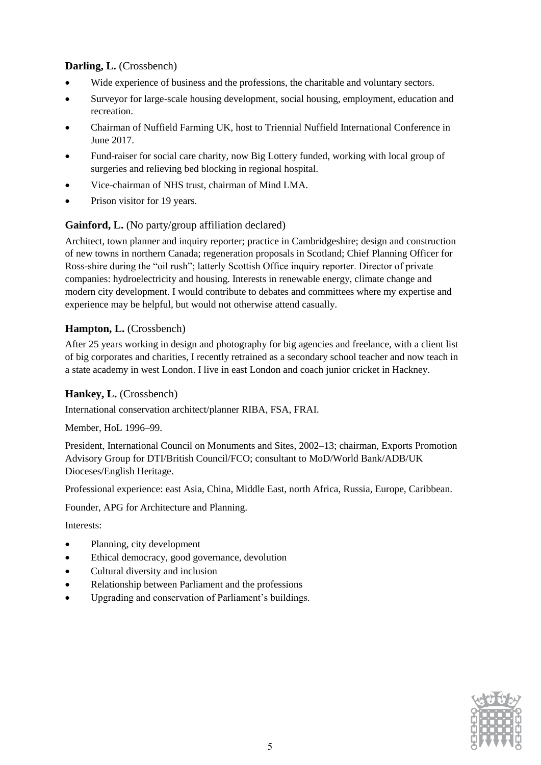**Darling, L.** (Crossbench)

- Wide experience of business and the professions, the charitable and voluntary sectors.
- Surveyor for large-scale housing development, social housing, employment, education and recreation.
- Chairman of Nuffield Farming UK, host to Triennial Nuffield International Conference in June 2017.
- Fund-raiser for social care charity, now Big Lottery funded, working with local group of surgeries and relieving bed blocking in regional hospital.
- Vice-chairman of NHS trust, chairman of Mind LMA.
- Prison visitor for 19 years.

**Gainford, L.** (No party/group affiliation declared)

Architect, town planner and inquiry reporter; practice in Cambridgeshire; design and construction of new towns in northern Canada; regeneration proposals in Scotland; Chief Planning Officer for Ross-shire during the "oil rush"; latterly Scottish Office inquiry reporter. Director of private companies: hydroelectricity and housing. Interests in renewable energy, climate change and modern city development. I would contribute to debates and committees where my expertise and experience may be helpful, but would not otherwise attend casually.

**Hampton, L.** (Crossbench)

After 25 years working in design and photography for big agencies and freelance, with a client list of big corporates and charities, I recently retrained as a secondary school teacher and now teach in a state academy in west London. I live in east London and coach junior cricket in Hackney.

**Hankey, L.** (Crossbench)

International conservation architect/planner RIBA, FSA, FRAI.

Member, HoL 1996–99.

President, International Council on Monuments and Sites, 2002–13; chairman, Exports Promotion Advisory Group for DTI/British Council/FCO; consultant to MoD/World Bank/ADB/UK Dioceses/English Heritage.

Professional experience: east Asia, China, Middle East, north Africa, Russia, Europe, Caribbean.

Founder, APG for Architecture and Planning.

Interests:

- Planning, city development
- Ethical democracy, good governance, devolution
- Cultural diversity and inclusion
- Relationship between Parliament and the professions
- Upgrading and conservation of Parliament's buildings.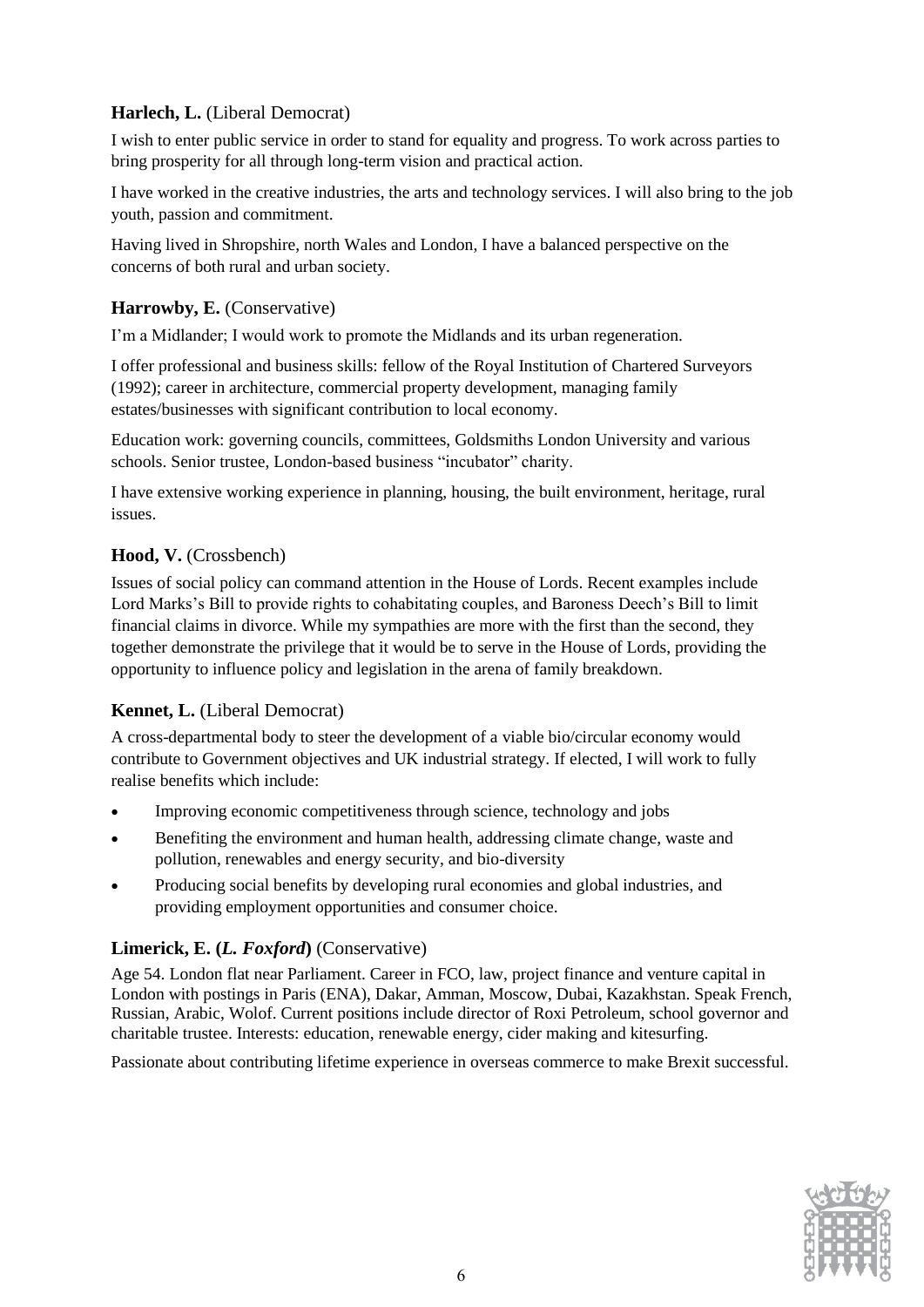### **Harlech, L.** (Liberal Democrat)

I wish to enter public service in order to stand for equality and progress. To work across parties to bring prosperity for all through long-term vision and practical action.

I have worked in the creative industries, the arts and technology services. I will also bring to the job youth, passion and commitment.

Having lived in Shropshire, north Wales and London, I have a balanced perspective on the concerns of both rural and urban society.

### **Harrowby, E.** (Conservative)

I'm a Midlander; I would work to promote the Midlands and its urban regeneration.

I offer professional and business skills: fellow of the Royal Institution of Chartered Surveyors (1992); career in architecture, commercial property development, managing family estates/businesses with significant contribution to local economy.

Education work: governing councils, committees, Goldsmiths London University and various schools. Senior trustee, London-based business "incubator" charity.

I have extensive working experience in planning, housing, the built environment, heritage, rural issues.

### **Hood, V.** (Crossbench)

Issues of social policy can command attention in the House of Lords. Recent examples include Lord Marks's Bill to provide rights to cohabitating couples, and Baroness Deech's Bill to limit financial claims in divorce. While my sympathies are more with the first than the second, they together demonstrate the privilege that it would be to serve in the House of Lords, providing the opportunity to influence policy and legislation in the arena of family breakdown.

### **Kennet, L.** (Liberal Democrat)

A cross-departmental body to steer the development of a viable bio/circular economy would contribute to Government objectives and UK industrial strategy. If elected, I will work to fully realise benefits which include:

- Improving economic competitiveness through science, technology and jobs
- Benefiting the environment and human health, addressing climate change, waste and pollution, renewables and energy security, and bio-diversity
- Producing social benefits by developing rural economies and global industries, and providing employment opportunities and consumer choice.

### **Limerick, E. (*L. Foxford*)** (Conservative)

Age 54. London flat near Parliament. Career in FCO, law, project finance and venture capital in London with postings in Paris (ENA), Dakar, Amman, Moscow, Dubai, Kazakhstan. Speak French, Russian, Arabic, Wolof. Current positions include director of Roxi Petroleum, school governor and charitable trustee. Interests: education, renewable energy, cider making and kitesurfing.

Passionate about contributing lifetime experience in overseas commerce to make Brexit successful.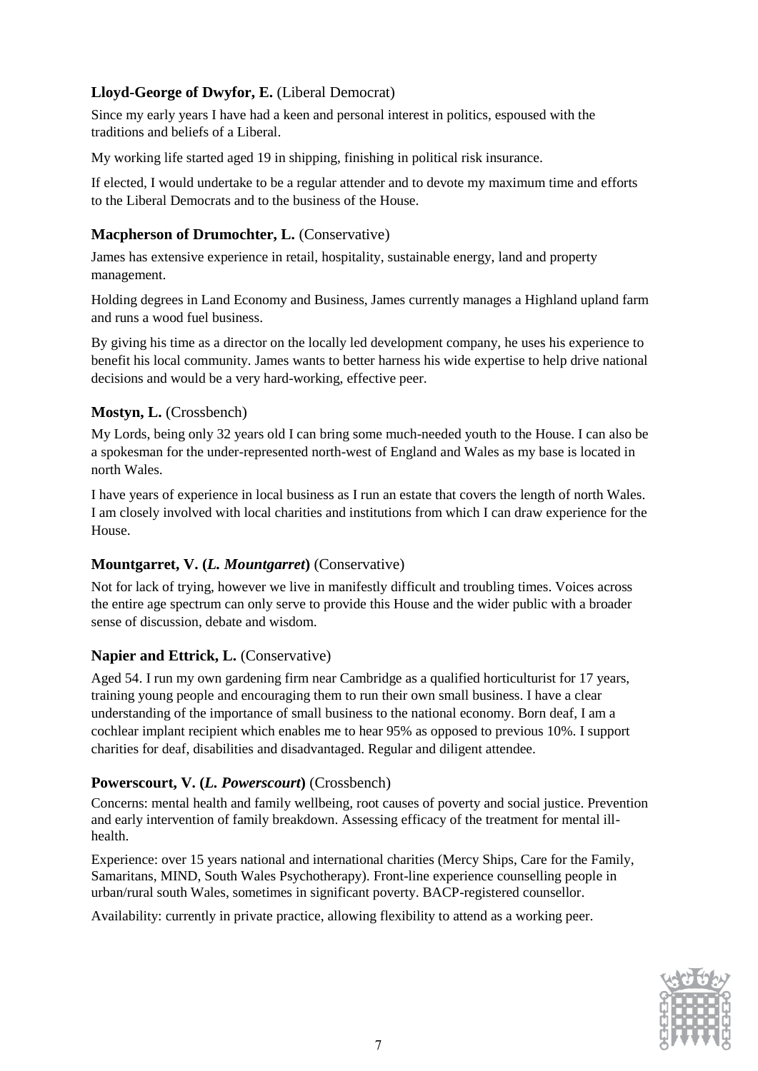### **Lloyd-George of Dwyfor, E.** (Liberal Democrat)

Since my early years I have had a keen and personal interest in politics, espoused with the traditions and beliefs of a Liberal.

My working life started aged 19 in shipping, finishing in political risk insurance.

If elected, I would undertake to be a regular attender and to devote my maximum time and efforts to the Liberal Democrats and to the business of the House.

### **Macpherson of Drumochter, L.** (Conservative)

James has extensive experience in retail, hospitality, sustainable energy, land and property management.

Holding degrees in Land Economy and Business, James currently manages a Highland upland farm and runs a wood fuel business.

By giving his time as a director on the locally led development company, he uses his experience to benefit his local community. James wants to better harness his wide expertise to help drive national decisions and would be a very hard-working, effective peer.

### **Mostyn, L.** (Crossbench)

My Lords, being only 32 years old I can bring some much-needed youth to the House. I can also be a spokesman for the under-represented north-west of England and Wales as my base is located in north Wales.

I have years of experience in local business as I run an estate that covers the length of north Wales. I am closely involved with local charities and institutions from which I can draw experience for the House.

### **Mountgarret, V. (*L. Mountgarret*)** (Conservative)

Not for lack of trying, however we live in manifestly difficult and troubling times. Voices across the entire age spectrum can only serve to provide this House and the wider public with a broader sense of discussion, debate and wisdom.

### **Napier and Ettrick, L.** (Conservative)

Aged 54. I run my own gardening firm near Cambridge as a qualified horticulturist for 17 years, training young people and encouraging them to run their own small business. I have a clear understanding of the importance of small business to the national economy. Born deaf, I am a cochlear implant recipient which enables me to hear 95% as opposed to previous 10%. I support charities for deaf, disabilities and disadvantaged. Regular and diligent attendee.

### **Powerscourt, V. (*L. Powerscourt*)** (Crossbench)

Concerns: mental health and family wellbeing, root causes of poverty and social justice. Prevention and early intervention of family breakdown. Assessing efficacy of the treatment for mental ill-health.

Experience: over 15 years national and international charities (Mercy Ships, Care for the Family, Samaritans, MIND, South Wales Psychotherapy). Front-line experience counselling people in urban/rural south Wales, sometimes in significant poverty. BACP-registered counsellor.

Availability: currently in private practice, allowing flexibility to attend as a working peer.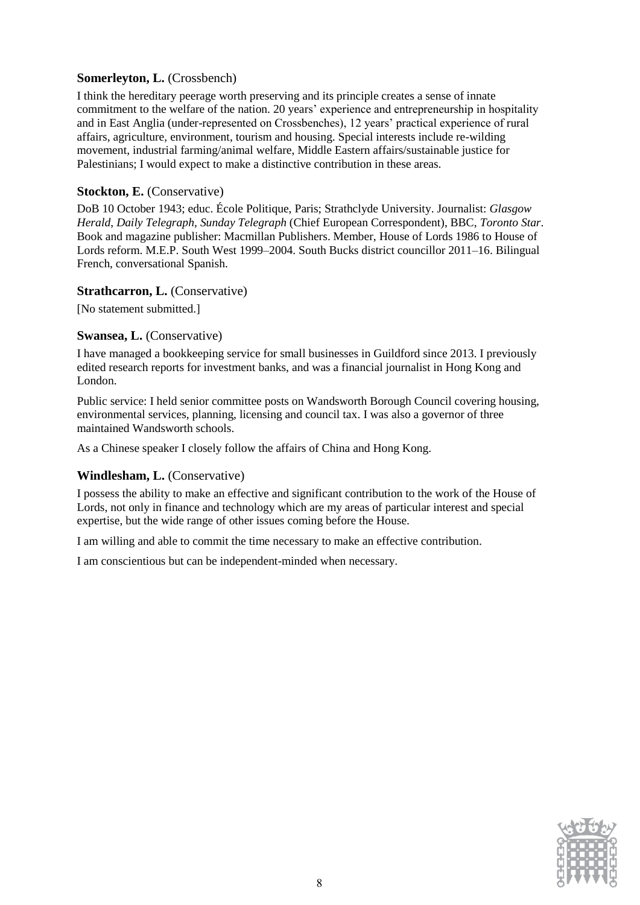**Somerleyton, L.** (Crossbench)

I think the hereditary peerage worth preserving and its principle creates a sense of innate commitment to the welfare of the nation. 20 years' experience and entrepreneurship in hospitality and in East Anglia (under-represented on Crossbenches), 12 years' practical experience of rural affairs, agriculture, environment, tourism and housing. Special interests include re-wilding movement, industrial farming/animal welfare, Middle Eastern affairs/sustainable justice for Palestinians; I would expect to make a distinctive contribution in these areas.

**Stockton, E.** (Conservative)

DoB 10 October 1943; educ. École Politique, Paris; Strathclyde University. Journalist: *Glasgow Herald*, *Daily Telegraph*, *Sunday Telegraph* (Chief European Correspondent), BBC, *Toronto Star*. Book and magazine publisher: Macmillan Publishers. Member, House of Lords 1986 to House of Lords reform. M.E.P. South West 1999–2004. South Bucks district councillor 2011–16. Bilingual French, conversational Spanish.

**Strathcarron, L.** (Conservative)

[No statement submitted.]

**Swansea, L.** (Conservative)

I have managed a bookkeeping service for small businesses in Guildford since 2013. I previously edited research reports for investment banks, and was a financial journalist in Hong Kong and London.

Public service: I held senior committee posts on Wandsworth Borough Council covering housing, environmental services, planning, licensing and council tax. I was also a governor of three maintained Wandsworth schools.

As a Chinese speaker I closely follow the affairs of China and Hong Kong.

**Windlesham, L.** (Conservative)

I possess the ability to make an effective and significant contribution to the work of the House of Lords, not only in finance and technology which are my areas of particular interest and special expertise, but the wide range of other issues coming before the House.

I am willing and able to commit the time necessary to make an effective contribution.

I am conscientious but can be independent-minded when necessary.